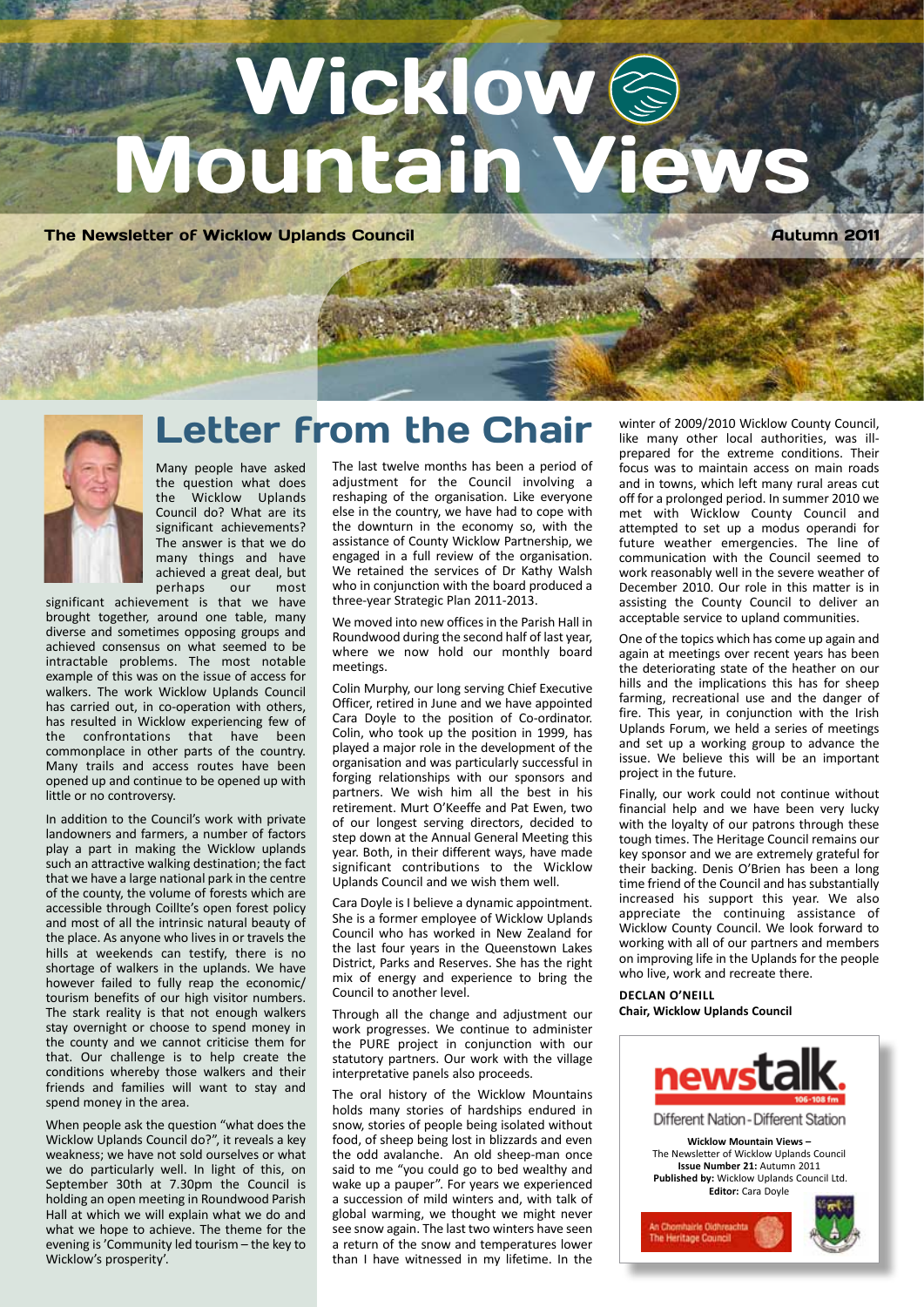# Wicklow Mountain Views

**The Newsletter of Wicklow Uplands Council** **Autumn 2011**

## Letter from the Chair

Many people have asked the question what does the Wicklow Uplands Council do? What are its significant achievements? The answer is that we do many things and have achieved a great deal, but perhaps our most significant achievement is that we have brought together, around one table, many diverse and sometimes opposing groups and achieved consensus on what seemed to be intractable problems. The most notable example of this was on the issue of access for walkers. The work Wicklow Uplands Council has carried out, in co-operation with others, has resulted in Wicklow experiencing few of the confrontations that have been commonplace in other parts of the country. Many trails and access routes have been opened up and continue to be opened up with little or no controversy.

In addition to the Council's work with private landowners and farmers, a number of factors play a part in making the Wicklow uplands such an attractive walking destination; the fact that we have a large national park in the centre of the county, the volume of forests which are accessible through Coillte's open forest policy and most of all the intrinsic natural beauty of the place. As anyone who lives in or travels the hills at weekends can testify, there is no shortage of walkers in the uplands. We have however failed to fully reap the economic/tourism benefits of our high visitor numbers. The stark reality is that not enough walkers stay overnight or choose to spend money in the county and we cannot criticise them for that. Our challenge is to help create the conditions whereby those walkers and their friends and families will want to stay and spend money in the area.

When people ask the question "what does the Wicklow Uplands Council do?", it reveals a key weakness; we have not sold ourselves or what we do particularly well. In light of this, on September 30th at 7.30pm the Council is holding an open meeting in Roundwood Parish Hall at which we will explain what we do and what we hope to achieve. The theme for the evening is 'Community led tourism – the key to Wicklow's prosperity'.

The last twelve months has been a period of adjustment for the Council involving a reshaping of the organisation. Like everyone else in the country, we have had to cope with the downturn in the economy so, with the assistance of County Wicklow Partnership, we engaged in a full review of the organisation. We retained the services of Dr Kathy Walsh who in conjunction with the board produced a three-year Strategic Plan 2011-2013.

We moved into new offices in the Parish Hall in Roundwood during the second half of last year, where we now hold our monthly board meetings.

Colin Murphy, our long serving Chief Executive Officer, retired in June and we have appointed Cara Doyle to the position of Co-ordinator. Colin, who took up the position in 1999, has played a major role in the development of the organisation and was particularly successful in forging relationships with our sponsors and partners. We wish him all the best in his retirement. Murt O'Keeffe and Pat Ewen, two of our longest serving directors, decided to step down at the Annual General Meeting this year. Both, in their different ways, have made significant contributions to the Wicklow Uplands Council and we wish them well.

Cara Doyle is I believe a dynamic appointment. She is a former employee of Wicklow Uplands Council who has worked in New Zealand for the last four years in the Queenstown Lakes District, Parks and Reserves. She has the right mix of energy and experience to bring the Council to another level.

Through all the change and adjustment our work progresses. We continue to administer the PURE project in conjunction with our statutory partners. Our work with the village interpretative panels also proceeds.

The oral history of the Wicklow Mountains holds many stories of hardships endured in snow, stories of people being isolated without food, of sheep being lost in blizzards and even the odd avalanche. An old sheep-man once said to me "you could go to bed wealthy and wake up a pauper". For years we experienced a succession of mild winters and, with talk of global warming, we thought we might never see snow again. The last two winters have seen a return of the snow and temperatures lower than I have witnessed in my lifetime. In the winter of 2009/2010 Wicklow County Council, like many other local authorities, was ill-prepared for the extreme conditions. Their focus was to maintain access on main roads and in towns, which left many rural areas cut off for a prolonged period. In summer 2010 we met with Wicklow County Council and attempted to set up a modus operandi for future weather emergencies. The line of communication with the Council seemed to work reasonably well in the severe weather of December 2010. Our role in this matter is in assisting the County Council to deliver an acceptable service to upland communities.

One of the topics which has come up again and again at meetings over recent years has been the deteriorating state of the heather on our hills and the implications this has for sheep farming, recreational use and the danger of fire. This year, in conjunction with the Irish Uplands Forum, we held a series of meetings and set up a working group to advance the issue. We believe this will be an important project in the future.

Finally, our work could not continue without financial help and we have been very lucky with the loyalty of our patrons through these tough times. The Heritage Council remains our key sponsor and we are extremely grateful for their backing. Denis O'Brien has been a long time friend of the Council and has substantially increased his support this year. We also appreciate the continuing assistance of Wicklow County Council. We look forward to working with all of our partners and members on improving life in the Uplands for the people who live, work and recreate there.

**DECLAN O'NEILL**
**Chair, Wicklow Uplands Council**

newstalk. 106-108 fm
Different Nation - Different Station

**Wicklow Mountain Views –**
The Newsletter of Wicklow Uplands Council
**Issue Number 21:** Autumn 2011
**Published by:** Wicklow Uplands Council Ltd.
**Editor:** Cara Doyle

An Chomhairle Oidhreachta
The Heritage Council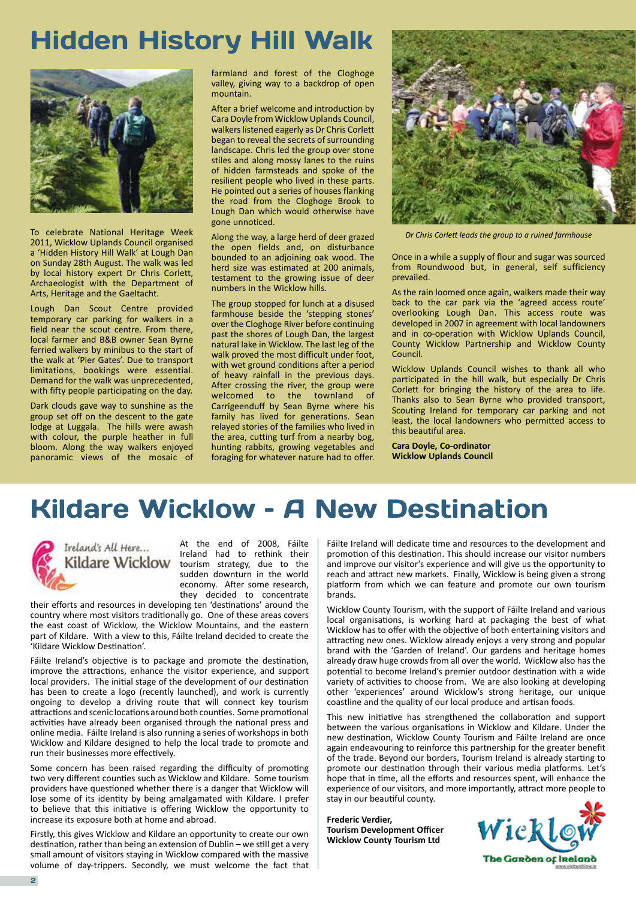# Hidden History Hill Walk

To celebrate National Heritage Week 2011, Wicklow Uplands Council organised a 'Hidden History Hill Walk' at Lough Dan on Sunday 28th August. The walk was led by local history expert Dr Chris Corlett, Archaeologist with the Department of Arts, Heritage and the Gaeltacht.

Lough Dan Scout Centre provided temporary car parking for walkers in a field near the scout centre. From there, local farmer and B&B owner Sean Byrne ferried walkers by minibus to the start of the walk at 'Pier Gates'. Due to transport limitations, bookings were essential. Demand for the walk was unprecedented, with fifty people participating on the day.

Dark clouds gave way to sunshine as the group set off on the descent to the gate lodge at Luggala. The hills were awash with colour, the purple heather in full bloom. Along the way walkers enjoyed panoramic views of the mosaic of farmland and forest of the Cloghoge valley, giving way to a backdrop of open mountain.

After a brief welcome and introduction by Cara Doyle from Wicklow Uplands Council, walkers listened eagerly as Dr Chris Corlett began to reveal the secrets of surrounding landscape. Chris led the group over stone stiles and along mossy lanes to the ruins of hidden farmsteads and spoke of the resilient people who lived in these parts. He pointed out a series of houses flanking the road from the Cloghoge Brook to Lough Dan which would otherwise have gone unnoticed.

Along the way, a large herd of deer grazed the open fields and, on disturbance bounded to an adjoining oak wood. The herd size was estimated at 200 animals, testament to the growing issue of deer numbers in the Wicklow hills.

The group stopped for lunch at a disused farmhouse beside the 'stepping stones' over the Cloghoge River before continuing past the shores of Lough Dan, the largest natural lake in Wicklow. The last leg of the walk proved the most difficult under foot, with wet ground conditions after a period of heavy rainfall in the previous days. After crossing the river, the group were welcomed to the townland of Carrigeenduff by Sean Byrne where his family has lived for generations. Sean relayed stories of the families who lived in the area, cutting turf from a nearby bog, hunting rabbits, growing vegetables and foraging for whatever nature had to offer.

*Dr Chris Corlett leads the group to a ruined farmhouse*

Once in a while a supply of flour and sugar was sourced from Roundwood but, in general, self sufficiency prevailed.

As the rain loomed once again, walkers made their way back to the car park via the 'agreed access route' overlooking Lough Dan. This access route was developed in 2007 in agreement with local landowners and in co-operation with Wicklow Uplands Council, County Wicklow Partnership and Wicklow County Council.

Wicklow Uplands Council wishes to thank all who participated in the hill walk, but especially Dr Chris Corlett for bringing the history of the area to life. Thanks also to Sean Byrne who provided transport, Scouting Ireland for temporary car parking and not least, the local landowners who permitted access to this beautiful area.

**Cara Doyle, Co-ordinator**
**Wicklow Uplands Council**

# Kildare Wicklow - A New Destination

At the end of 2008, Fáilte Ireland had to rethink their tourism strategy, due to the sudden downturn in the world economy. After some research, they decided to concentrate their efforts and resources in developing ten 'destinations' around the country where most visitors traditionally go. One of these areas covers the east coast of Wicklow, the Wicklow Mountains, and the eastern part of Kildare. With a view to this, Fáilte Ireland decided to create the 'Kildare Wicklow Destination'.

Fáilte Ireland's objective is to package and promote the destination, improve the attractions, enhance the visitor experience, and support local providers. The initial stage of the development of our destination has been to create a logo (recently launched), and work is currently ongoing to develop a driving route that will connect key tourism attractions and scenic locations around both counties. Some promotional activities have already been organised through the national press and online media. Fáilte Ireland is also running a series of workshops in both Wicklow and Kildare designed to help the local trade to promote and run their businesses more effectively.

Some concern has been raised regarding the difficulty of promoting two very different counties such as Wicklow and Kildare. Some tourism providers have questioned whether there is a danger that Wicklow will lose some of its identity by being amalgamated with Kildare. I prefer to believe that this initiative is offering Wicklow the opportunity to increase its exposure both at home and abroad.

Firstly, this gives Wicklow and Kildare an opportunity to create our own destination, rather than being an extension of Dublin – we still get a very small amount of visitors staying in Wicklow compared with the massive volume of day-trippers. Secondly, we must welcome the fact that Fáilte Ireland will dedicate time and resources to the development and promotion of this destination. This should increase our visitor numbers and improve our visitor's experience and will give us the opportunity to reach and attract new markets. Finally, Wicklow is being given a strong platform from which we can feature and promote our own tourism brands.

Wicklow County Tourism, with the support of Fáilte Ireland and various local organisations, is working hard at packaging the best of what Wicklow has to offer with the objective of both entertaining visitors and attracting new ones. Wicklow already enjoys a very strong and popular brand with the 'Garden of Ireland'. Our gardens and heritage homes already draw huge crowds from all over the world. Wicklow also has the potential to become Ireland's premier outdoor destination with a wide variety of activities to choose from. We are also looking at developing other 'experiences' around Wicklow's strong heritage, our unique coastline and the quality of our local produce and artisan foods.

This new initiative has strengthened the collaboration and support between the various organisations in Wicklow and Kildare. Under the new destination, Wicklow County Tourism and Fáilte Ireland are once again endeavouring to reinforce this partnership for the greater benefit of the trade. Beyond our borders, Tourism Ireland is already starting to promote our destination through their various media platforms. Let's hope that in time, all the efforts and resources spent, will enhance the experience of our visitors, and more importantly, attract more people to stay in our beautiful county.

**Frederic Verdier,**
**Tourism Development Officer**
**Wicklow County Tourism Ltd**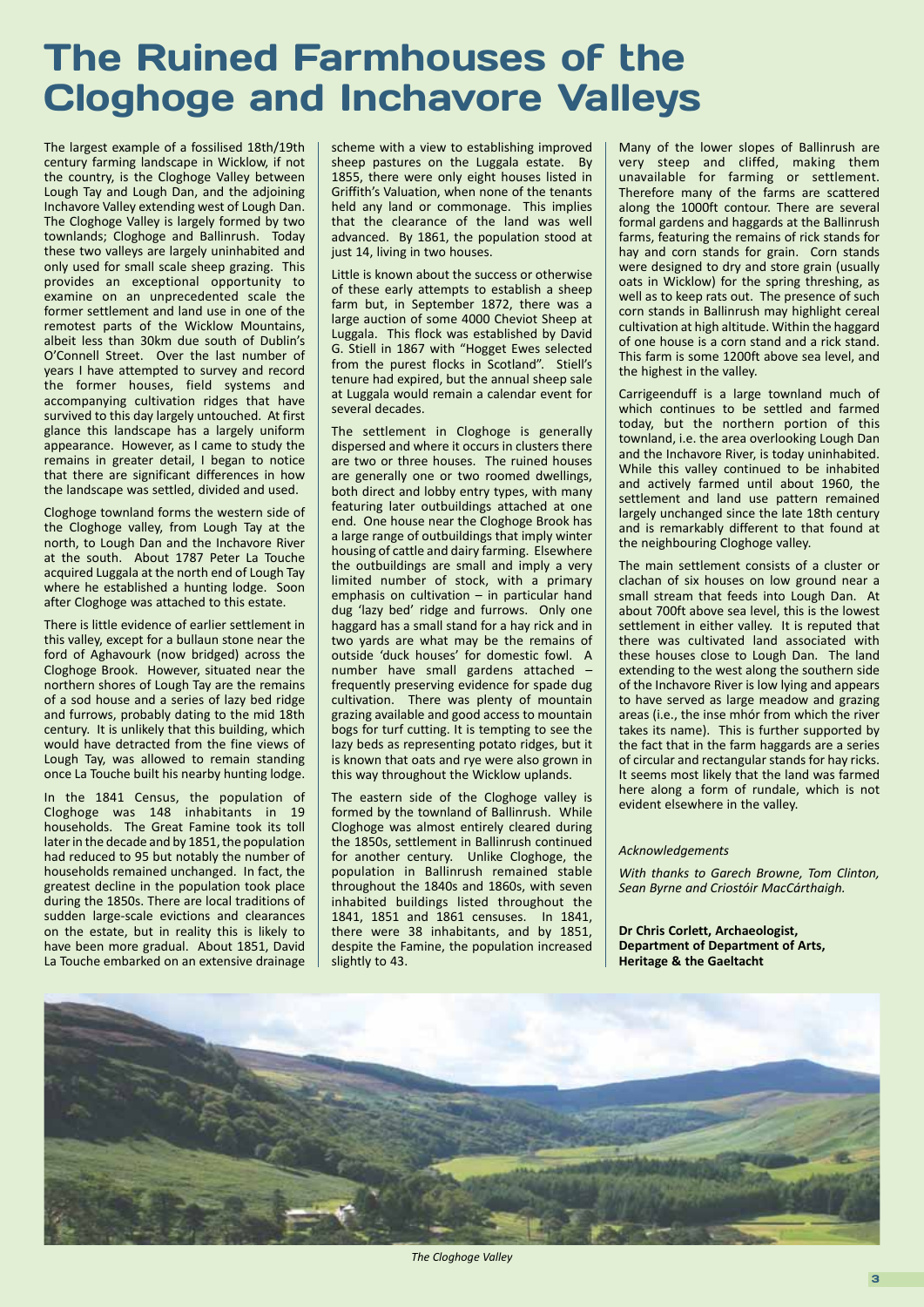# The Ruined Farmhouses of the Cloghoge and Inchavore Valleys

The largest example of a fossilised 18th/19th century farming landscape in Wicklow, if not the country, is the Cloghoge Valley between Lough Tay and Lough Dan, and the adjoining Inchavore Valley extending west of Lough Dan. The Cloghoge Valley is largely formed by two townlands; Cloghoge and Ballinrush. Today these two valleys are largely uninhabited and only used for small scale sheep grazing. This provides an exceptional opportunity to examine on an unprecedented scale the former settlement and land use in one of the remotest parts of the Wicklow Mountains, albeit less than 30km due south of Dublin's O'Connell Street. Over the last number of years I have attempted to survey and record the former houses, field systems and accompanying cultivation ridges that have survived to this day largely untouched. At first glance this landscape has a largely uniform appearance. However, as I came to study the remains in greater detail, I began to notice that there are significant differences in how the landscape was settled, divided and used.

Cloghoge townland forms the western side of the Cloghoge valley, from Lough Tay at the north, to Lough Dan and the Inchavore River at the south. About 1787 Peter La Touche acquired Luggala at the north end of Lough Tay where he established a hunting lodge. Soon after Cloghoge was attached to this estate.

There is little evidence of earlier settlement in this valley, except for a bullaun stone near the ford of Aghavourk (now bridged) across the Cloghoge Brook. However, situated near the northern shores of Lough Tay are the remains of a sod house and a series of lazy bed ridge and furrows, probably dating to the mid 18th century. It is unlikely that this building, which would have detracted from the fine views of Lough Tay, was allowed to remain standing once La Touche built his nearby hunting lodge.

In the 1841 Census, the population of Cloghoge was 148 inhabitants in 19 households. The Great Famine took its toll later in the decade and by 1851, the population had reduced to 95 but notably the number of households remained unchanged. In fact, the greatest decline in the population took place during the 1850s. There are local traditions of sudden large-scale evictions and clearances on the estate, but in reality this is likely to have been more gradual. About 1851, David La Touche embarked on an extensive drainage scheme with a view to establishing improved sheep pastures on the Luggala estate. By 1855, there were only eight houses listed in Griffith's Valuation, when none of the tenants held any land or commonage. This implies that the clearance of the land was well advanced. By 1861, the population stood at just 14, living in two houses.

Little is known about the success or otherwise of these early attempts to establish a sheep farm but, in September 1872, there was a large auction of some 4000 Cheviot Sheep at Luggala. This flock was established by David G. Stiell in 1867 with "Hogget Ewes selected from the purest flocks in Scotland". Stiell's tenure had expired, but the annual sheep sale at Luggala would remain a calendar event for several decades.

The settlement in Cloghoge is generally dispersed and where it occurs in clusters there are two or three houses. The ruined houses are generally one or two roomed dwellings, both direct and lobby entry types, with many featuring later outbuildings attached at one end. One house near the Cloghoge Brook has a large range of outbuildings that imply winter housing of cattle and dairy farming. Elsewhere the outbuildings are small and imply a very limited number of stock, with a primary emphasis on cultivation – in particular hand dug 'lazy bed' ridge and furrows. Only one haggard has a small stand for a hay rick and in two yards are what may be the remains of outside 'duck houses' for domestic fowl. A number have small gardens attached – frequently preserving evidence for spade dug cultivation. There was plenty of mountain grazing available and good access to mountain bogs for turf cutting. It is tempting to see the lazy beds as representing potato ridges, but it is known that oats and rye were also grown in this way throughout the Wicklow uplands.

The eastern side of the Cloghoge valley is formed by the townland of Ballinrush. While Cloghoge was almost entirely cleared during the 1850s, settlement in Ballinrush continued for another century. Unlike Cloghoge, the population in Ballinrush remained stable throughout the 1840s and 1860s, with seven inhabited buildings listed throughout the 1841, 1851 and 1861 censuses. In 1841, there were 38 inhabitants, and by 1851, despite the Famine, the population increased slightly to 43.

Many of the lower slopes of Ballinrush are very steep and cliffed, making them unavailable for farming or settlement. Therefore many of the farms are scattered along the 1000ft contour. There are several formal gardens and haggards at the Ballinrush farms, featuring the remains of rick stands for hay and corn stands for grain. Corn stands were designed to dry and store grain (usually oats in Wicklow) for the spring threshing, as well as to keep rats out. The presence of such corn stands in Ballinrush may highlight cereal cultivation at high altitude. Within the haggard of one house is a corn stand and a rick stand. This farm is some 1200ft above sea level, and the highest in the valley.

Carrigeenduff is a large townland much of which continues to be settled and farmed today, but the northern portion of this townland, i.e. the area overlooking Lough Dan and the Inchavore River, is today uninhabited. While this valley continued to be inhabited and actively farmed until about 1960, the settlement and land use pattern remained largely unchanged since the late 18th century and is remarkably different to that found at the neighbouring Cloghoge valley.

The main settlement consists of a cluster or clachan of six houses on low ground near a small stream that feeds into Lough Dan. At about 700ft above sea level, this is the lowest settlement in either valley. It is reputed that there was cultivated land associated with these houses close to Lough Dan. The land extending to the west along the southern side of the Inchavore River is low lying and appears to have served as large meadow and grazing areas (i.e., the inse mhór from which the river takes its name). This is further supported by the fact that in the farm haggards are a series of circular and rectangular stands for hay ricks. It seems most likely that the land was farmed here along a form of rundale, which is not evident elsewhere in the valley.

*Acknowledgements*

*With thanks to Garech Browne, Tom Clinton, Sean Byrne and Criostóir MacCárthaigh.*

**Dr Chris Corlett, Archaeologist,**
**Department of Department of Arts, Heritage & the Gaeltacht**

*The Cloghoge Valley*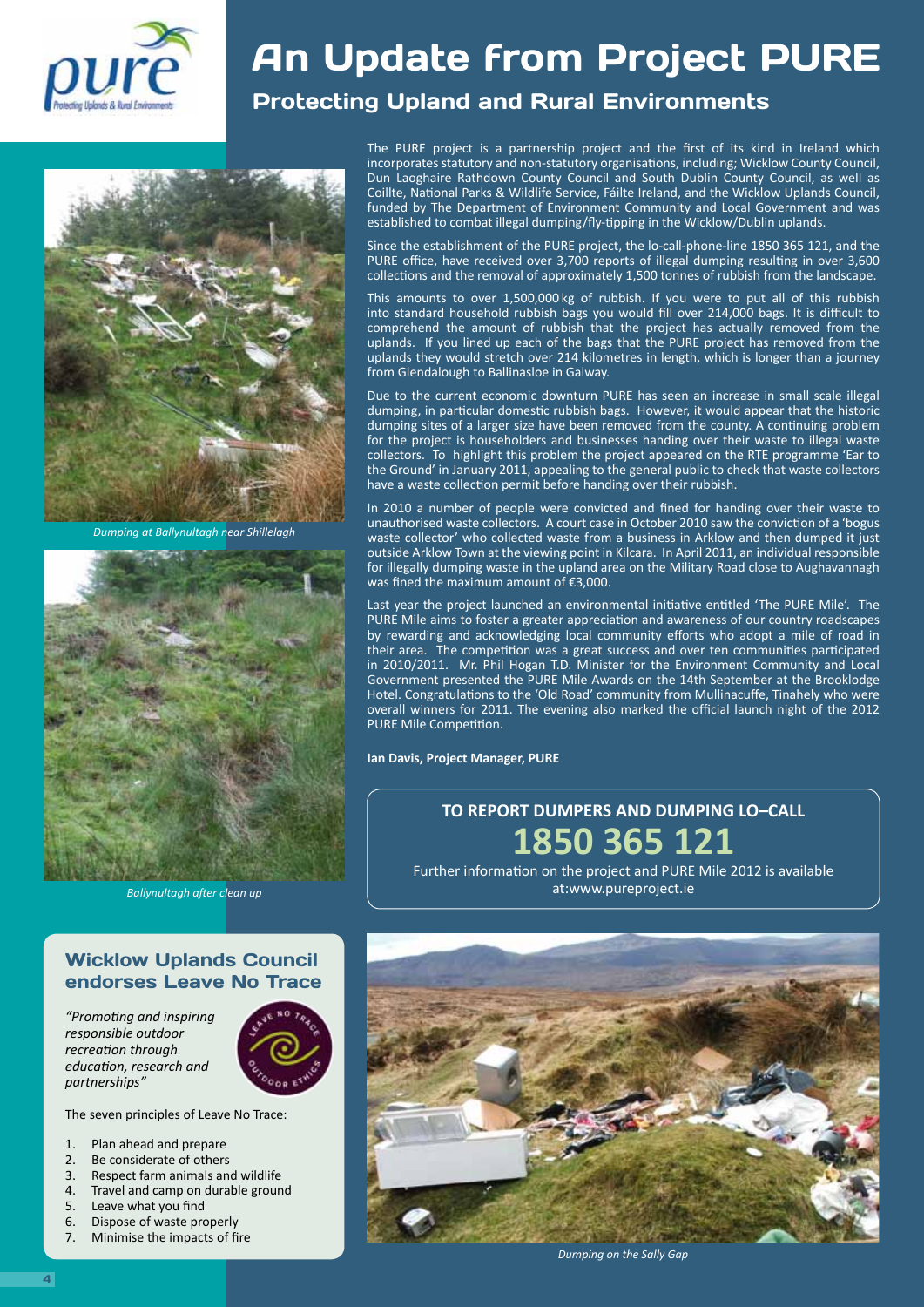# An Update from Project PURE

## Protecting Upland and Rural Environments

The PURE project is a partnership project and the first of its kind in Ireland which incorporates statutory and non-statutory organisations, including; Wicklow County Council, Dun Laoghaire Rathdown County Council and South Dublin County Council, as well as Coillte, National Parks & Wildlife Service, Fáilte Ireland, and the Wicklow Uplands Council, funded by The Department of Environment Community and Local Government and was established to combat illegal dumping/fly-tipping in the Wicklow/Dublin uplands.

Since the establishment of the PURE project, the lo-call-phone-line 1850 365 121, and the PURE office, have received over 3,700 reports of illegal dumping resulting in over 3,600 collections and the removal of approximately 1,500 tonnes of rubbish from the landscape.

This amounts to over 1,500,000 kg of rubbish. If you were to put all of this rubbish into standard household rubbish bags you would fill over 214,000 bags. It is difficult to comprehend the amount of rubbish that the project has actually removed from the uplands. If you lined up each of the bags that the PURE project has removed from the uplands they would stretch over 214 kilometres in length, which is longer than a journey from Glendalough to Ballinasloe in Galway.

Due to the current economic downturn PURE has seen an increase in small scale illegal dumping, in particular domestic rubbish bags. However, it would appear that the historic dumping sites of a larger size have been removed from the county. A continuing problem for the project is householders and businesses handing over their waste to illegal waste collectors. To highlight this problem the project appeared on the RTE programme 'Ear to the Ground' in January 2011, appealing to the general public to check that waste collectors have a waste collection permit before handing over their rubbish.

In 2010 a number of people were convicted and fined for handing over their waste to unauthorised waste collectors. A court case in October 2010 saw the conviction of a 'bogus waste collector' who collected waste from a business in Arklow and then dumped it just outside Arklow Town at the viewing point in Kilcara. In April 2011, an individual responsible for illegally dumping waste in the upland area on the Military Road close to Aughavannagh was fined the maximum amount of €3,000.

Last year the project launched an environmental initiative entitled 'The PURE Mile'. The PURE Mile aims to foster a greater appreciation and awareness of our country roadscapes by rewarding and acknowledging local community efforts who adopt a mile of road in their area. The competition was a great success and over ten communities participated in 2010/2011. Mr. Phil Hogan T.D. Minister for the Environment Community and Local Government presented the PURE Mile Awards on the 14th September at the Brooklodge Hotel. Congratulations to the 'Old Road' community from Mullinacuffe, Tinahely who were overall winners for 2011. The evening also marked the official launch night of the 2012 PURE Mile Competition.

**Ian Davis, Project Manager, PURE**

*Dumping at Ballynultagh near Shillelagh*

*Ballynultagh after clean up*

**TO REPORT DUMPERS AND DUMPING LO–CALL**

**1850 365 121**

Further information on the project and PURE Mile 2012 is available at:www.pureproject.ie

*Dumping on the Sally Gap*

### Wicklow Uplands Council endorses Leave No Trace

*"Promoting and inspiring responsible outdoor recreation through education, research and partnerships"*

The seven principles of Leave No Trace:

1. Plan ahead and prepare
2. Be considerate of others
3. Respect farm animals and wildlife
4. Travel and camp on durable ground
5. Leave what you find
6. Dispose of waste properly
7. Minimise the impacts of fire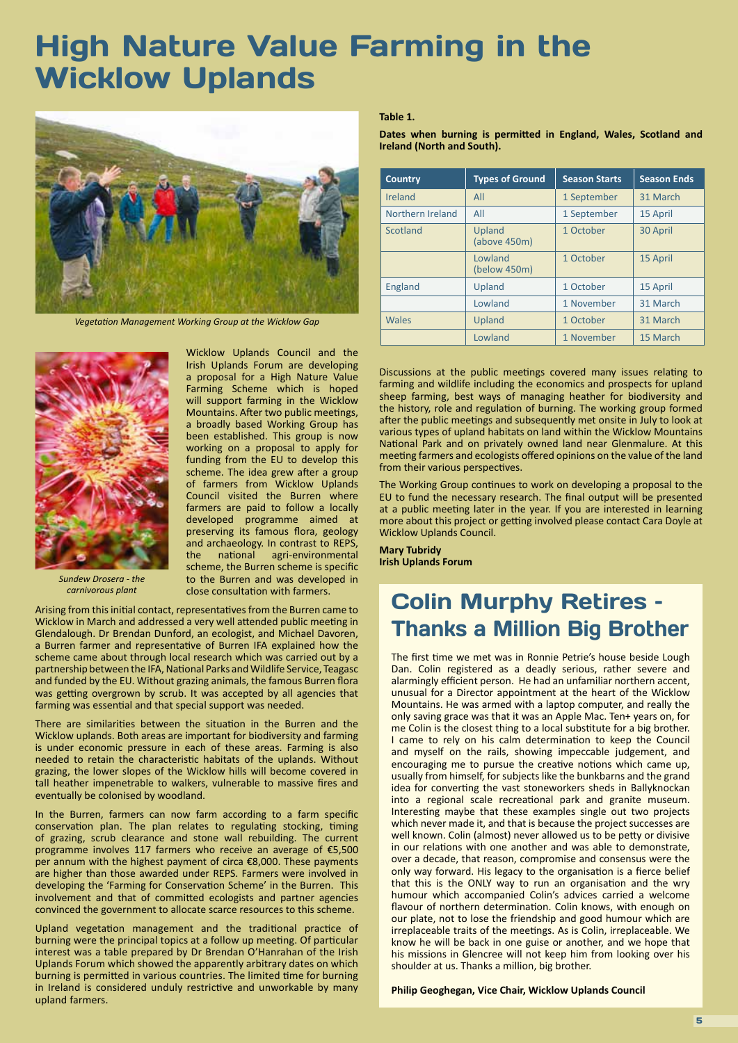# High Nature Value Farming in the Wicklow Uplands

*Vegetation Management Working Group at the Wicklow Gap*

*Sundew Drosera - the carnivorous plant*

Wicklow Uplands Council and the Irish Uplands Forum are developing a proposal for a High Nature Value Farming Scheme which is hoped will support farming in the Wicklow Mountains. After two public meetings, a broadly based Working Group has been established. This group is now working on a proposal to apply for funding from the EU to develop this scheme. The idea grew after a group of farmers from Wicklow Uplands Council visited the Burren where farmers are paid to follow a locally developed programme aimed at preserving its famous flora, geology and archaeology. In contrast to REPS, the national agri-environmental scheme, the Burren scheme is specific to the Burren and was developed in close consultation with farmers.

Arising from this initial contact, representatives from the Burren came to Wicklow in March and addressed a very well attended public meeting in Glendalough. Dr Brendan Dunford, an ecologist, and Michael Davoren, a Burren farmer and representative of Burren IFA explained how the scheme came about through local research which was carried out by a partnership between the IFA, National Parks and Wildlife Service, Teagasc and funded by the EU. Without grazing animals, the famous Burren flora was getting overgrown by scrub. It was accepted by all agencies that farming was essential and that special support was needed.

There are similarities between the situation in the Burren and the Wicklow uplands. Both areas are important for biodiversity and farming is under economic pressure in each of these areas. Farming is also needed to retain the characteristic habitats of the uplands. Without grazing, the lower slopes of the Wicklow hills will become covered in tall heather impenetrable to walkers, vulnerable to massive fires and eventually be colonised by woodland.

In the Burren, farmers can now farm according to a farm specific conservation plan. The plan relates to regulating stocking, timing of grazing, scrub clearance and stone wall rebuilding. The current programme involves 117 farmers who receive an average of €5,500 per annum with the highest payment of circa €8,000. These payments are higher than those awarded under REPS. Farmers were involved in developing the 'Farming for Conservation Scheme' in the Burren. This involvement and that of committed ecologists and partner agencies convinced the government to allocate scarce resources to this scheme.

Upland vegetation management and the traditional practice of burning were the principal topics at a follow up meeting. Of particular interest was a table prepared by Dr Brendan O'Hanrahan of the Irish Uplands Forum which showed the apparently arbitrary dates on which burning is permitted in various countries. The limited time for burning in Ireland is considered unduly restrictive and unworkable by many upland farmers.

**Table 1.**

**Dates when burning is permitted in England, Wales, Scotland and Ireland (North and South).**

| Country | Types of Ground | Season Starts | Season Ends |
|---|---|---|---|
| Ireland | All | 1 September | 31 March |
| Northern Ireland | All | 1 September | 15 April |
| Scotland | Upland (above 450m) | 1 October | 30 April |
| | Lowland (below 450m) | 1 October | 15 April |
| England | Upland | 1 October | 15 April |
| | Lowland | 1 November | 31 March |
| Wales | Upland | 1 October | 31 March |
| | Lowland | 1 November | 15 March |

Discussions at the public meetings covered many issues relating to farming and wildlife including the economics and prospects for upland sheep farming, best ways of managing heather for biodiversity and the history, role and regulation of burning. The working group formed after the public meetings and subsequently met onsite in July to look at various types of upland habitats on land within the Wicklow Mountains National Park and on privately owned land near Glenmalure. At this meeting farmers and ecologists offered opinions on the value of the land from their various perspectives.

The Working Group continues to work on developing a proposal to the EU to fund the necessary research. The final output will be presented at a public meeting later in the year. If you are interested in learning more about this project or getting involved please contact Cara Doyle at Wicklow Uplands Council.

**Mary Tubridy**
**Irish Uplands Forum**

# Colin Murphy Retires - Thanks a Million Big Brother

The first time we met was in Ronnie Petrie's house beside Lough Dan. Colin registered as a deadly serious, rather severe and alarmingly efficient person. He had an unfamiliar northern accent, unusual for a Director appointment at the heart of the Wicklow Mountains. He was armed with a laptop computer, and really the only saving grace was that it was an Apple Mac. Ten+ years on, for me Colin is the closest thing to a local substitute for a big brother. I came to rely on his calm determination to keep the Council and myself on the rails, showing impeccable judgement, and encouraging me to pursue the creative notions which came up, usually from himself, for subjects like the bunkbarns and the grand idea for converting the vast stoneworkers sheds in Ballyknockan into a regional scale recreational park and granite museum. Interesting maybe that these examples single out two projects which never made it, and that is because the project successes are well known. Colin (almost) never allowed us to be petty or divisive in our relations with one another and was able to demonstrate, over a decade, that reason, compromise and consensus were the only way forward. His legacy to the organisation is a fierce belief that this is the ONLY way to run an organisation and the wry humour which accompanied Colin's advices carried a welcome flavour of northern determination. Colin knows, with enough on our plate, not to lose the friendship and good humour which are irreplaceable traits of the meetings. As is Colin, irreplaceable. We know he will be back in one guise or another, and we hope that his missions in Glencree will not keep him from looking over his shoulder at us. Thanks a million, big brother.

**Philip Geoghegan, Vice Chair, Wicklow Uplands Council**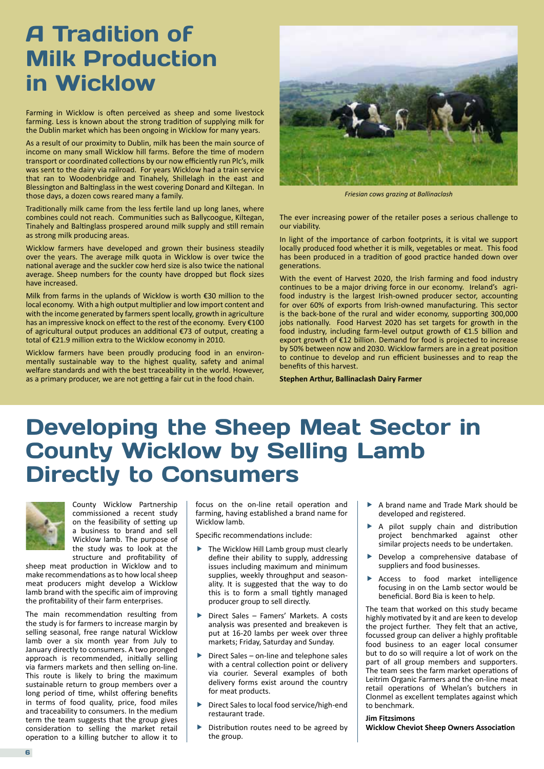# A Tradition of Milk Production in Wicklow

Farming in Wicklow is often perceived as sheep and some livestock farming. Less is known about the strong tradition of supplying milk for the Dublin market which has been ongoing in Wicklow for many years.

As a result of our proximity to Dublin, milk has been the main source of income on many small Wicklow hill farms. Before the time of modern transport or coordinated collections by our now efficiently run Plc's, milk was sent to the dairy via railroad. For years Wicklow had a train service that ran to Woodenbridge and Tinahely, Shillelagh in the east and Blessington and Baltinglass in the west covering Donard and Kiltegan. In those days, a dozen cows reared many a family.

Traditionally milk came from the less fertile land up long lanes, where combines could not reach. Communities such as Ballycoogue, Kiltegan, Tinahely and Baltinglass prospered around milk supply and still remain as strong milk producing areas.

Wicklow farmers have developed and grown their business steadily over the years. The average milk quota in Wicklow is over twice the national average and the suckler cow herd size is also twice the national average. Sheep numbers for the county have dropped but flock sizes have increased.

Milk from farms in the uplands of Wicklow is worth €30 million to the local economy. With a high output multiplier and low import content and with the income generated by farmers spent locally, growth in agriculture has an impressive knock on effect to the rest of the economy. Every €100 of agricultural output produces an additional €73 of output, creating a total of €21.9 million extra to the Wicklow economy in 2010.

Wicklow farmers have been proudly producing food in an environmentally sustainable way to the highest quality, safety and animal welfare standards and with the best traceability in the world. However, as a primary producer, we are not getting a fair cut in the food chain.

*Friesian cows grazing at Ballinaclash*

The ever increasing power of the retailer poses a serious challenge to our viability.

In light of the importance of carbon footprints, it is vital we support locally produced food whether it is milk, vegetables or meat. This food has been produced in a tradition of good practice handed down over generations.

With the event of Harvest 2020, the Irish farming and food industry continues to be a major driving force in our economy. Ireland's agri-food industry is the largest Irish-owned producer sector, accounting for over 60% of exports from Irish-owned manufacturing. This sector is the back-bone of the rural and wider economy, supporting 300,000 jobs nationally. Food Harvest 2020 has set targets for growth in the food industry, including farm-level output growth of €1.5 billion and export growth of €12 billion. Demand for food is projected to increase by 50% between now and 2030. Wicklow farmers are in a great position to continue to develop and run efficient businesses and to reap the benefits of this harvest.

**Stephen Arthur, Ballinaclash Dairy Farmer**

# Developing the Sheep Meat Sector in County Wicklow by Selling Lamb Directly to Consumers

County Wicklow Partnership commissioned a recent study on the feasibility of setting up a business to brand and sell Wicklow lamb. The purpose of the study was to look at the structure and profitability of sheep meat production in Wicklow and to make recommendations as to how local sheep meat producers might develop a Wicklow lamb brand with the specific aim of improving the profitability of their farm enterprises.

The main recommendation resulting from the study is for farmers to increase margin by selling seasonal, free range natural Wicklow lamb over a six month year from July to January directly to consumers. A two pronged approach is recommended, initially selling via farmers markets and then selling on-line. This route is likely to bring the maximum sustainable return to group members over a long period of time, whilst offering benefits in terms of food quality, price, food miles and traceability to consumers. In the medium term the team suggests that the group gives consideration to selling the market retail operation to a killing butcher to allow it to focus on the on-line retail operation and farming, having established a brand name for Wicklow lamb.

Specific recommendations include:

- The Wicklow Hill Lamb group must clearly define their ability to supply, addressing issues including maximum and minimum supplies, weekly throughput and seasonality. It is suggested that the way to do this is to form a small tightly managed producer group to sell directly.
- Direct Sales – Famers' Markets. A costs analysis was presented and breakeven is put at 16-20 lambs per week over three markets; Friday, Saturday and Sunday.
- Direct Sales – on-line and telephone sales with a central collection point or delivery via courier. Several examples of both delivery forms exist around the country for meat products.
- Direct Sales to local food service/high-end restaurant trade.
- Distribution routes need to be agreed by the group.
- A brand name and Trade Mark should be developed and registered.
- A pilot supply chain and distribution project benchmarked against other similar projects needs to be undertaken.
- Develop a comprehensive database of suppliers and food businesses.
- Access to food market intelligence focusing in on the Lamb sector would be beneficial. Bord Bia is keen to help.

The team that worked on this study became highly motivated by it and are keen to develop the project further. They felt that an active, focussed group can deliver a highly profitable food business to an eager local consumer but to do so will require a lot of work on the part of all group members and supporters. The team sees the farm market operations of Leitrim Organic Farmers and the on-line meat retail operations of Whelan's butchers in Clonmel as excellent templates against which to benchmark.

**Jim Fitzsimons**
**Wicklow Cheviot Sheep Owners Association**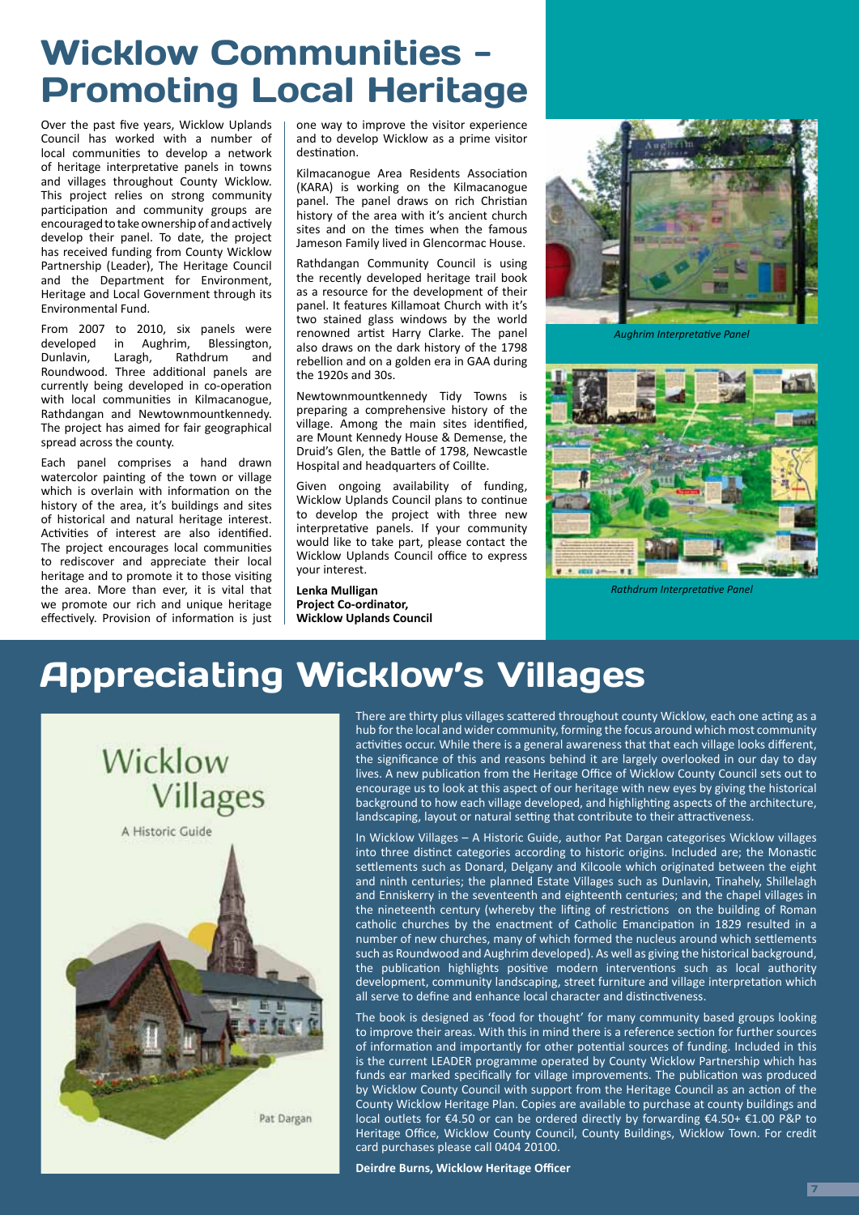# Wicklow Communities - Promoting Local Heritage

Over the past five years, Wicklow Uplands Council has worked with a number of local communities to develop a network of heritage interpretative panels in towns and villages throughout County Wicklow. This project relies on strong community participation and community groups are encouraged to take ownership of and actively develop their panel. To date, the project has received funding from County Wicklow Partnership (Leader), The Heritage Council and the Department for Environment, Heritage and Local Government through its Environmental Fund.

From 2007 to 2010, six panels were developed in Aughrim, Blessington, Dunlavin, Laragh, Rathdrum and Roundwood. Three additional panels are currently being developed in co-operation with local communities in Kilmacanogue, Rathdangan and Newtownmountkennedy. The project has aimed for fair geographical spread across the county.

Each panel comprises a hand drawn watercolor painting of the town or village which is overlain with information on the history of the area, it's buildings and sites of historical and natural heritage interest. Activities of interest are also identified. The project encourages local communities to rediscover and appreciate their local heritage and to promote it to those visiting the area. More than ever, it is vital that we promote our rich and unique heritage effectively. Provision of information is just one way to improve the visitor experience and to develop Wicklow as a prime visitor destination.

Kilmacanogue Area Residents Association (KARA) is working on the Kilmacanogue panel. The panel draws on rich Christian history of the area with it's ancient church sites and on the times when the famous Jameson Family lived in Glencormac House.

Rathdangan Community Council is using the recently developed heritage trail book as a resource for the development of their panel. It features Killamoat Church with it's two stained glass windows by the world renowned artist Harry Clarke. The panel also draws on the dark history of the 1798 rebellion and on a golden era in GAA during the 1920s and 30s.

Newtownmountkennedy Tidy Towns is preparing a comprehensive history of the village. Among the main sites identified, are Mount Kennedy House & Demense, the Druid's Glen, the Battle of 1798, Newcastle Hospital and headquarters of Coillte.

Given ongoing availability of funding, Wicklow Uplands Council plans to continue to develop the project with three new interpretative panels. If your community would like to take part, please contact the Wicklow Uplands Council office to express your interest.

**Lenka Mulligan**
**Project Co-ordinator,**
**Wicklow Uplands Council**

*Aughrim Interpretative Panel*

*Rathdrum Interpretative Panel*

# Appreciating Wicklow's Villages

Wicklow Villages

A Historic Guide

Pat Dargan

There are thirty plus villages scattered throughout county Wicklow, each one acting as a hub for the local and wider community, forming the focus around which most community activities occur. While there is a general awareness that that each village looks different, the significance of this and reasons behind it are largely overlooked in our day to day lives. A new publication from the Heritage Office of Wicklow County Council sets out to encourage us to look at this aspect of our heritage with new eyes by giving the historical background to how each village developed, and highlighting aspects of the architecture, landscaping, layout or natural setting that contribute to their attractiveness.

In Wicklow Villages – A Historic Guide, author Pat Dargan categorises Wicklow villages into three distinct categories according to historic origins. Included are; the Monastic settlements such as Donard, Delgany and Kilcoole which originated between the eight and ninth centuries; the planned Estate Villages such as Dunlavin, Tinahely, Shillelagh and Enniskerry in the seventeenth and eighteenth centuries; and the chapel villages in the nineteenth century (whereby the lifting of restrictions on the building of Roman catholic churches by the enactment of Catholic Emancipation in 1829 resulted in a number of new churches, many of which formed the nucleus around which settlements such as Roundwood and Aughrim developed). As well as giving the historical background, the publication highlights positive modern interventions such as local authority development, community landscaping, street furniture and village interpretation which all serve to define and enhance local character and distinctiveness.

The book is designed as 'food for thought' for many community based groups looking to improve their areas. With this in mind there is a reference section for further sources of information and importantly for other potential sources of funding. Included in this is the current LEADER programme operated by County Wicklow Partnership which has funds ear marked specifically for village improvements. The publication was produced by Wicklow County Council with support from the Heritage Council as an action of the County Wicklow Heritage Plan. Copies are available to purchase at county buildings and local outlets for €4.50 or can be ordered directly by forwarding €4.50+ €1.00 P&P to Heritage Office, Wicklow County Council, County Buildings, Wicklow Town. For credit card purchases please call 0404 20100.

**Deirdre Burns, Wicklow Heritage Officer**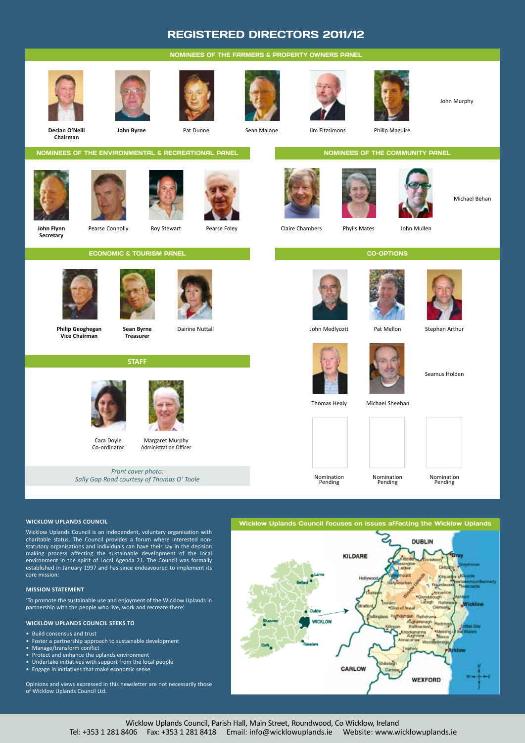# REGISTERED DIRECTORS 2011/12

## NOMINEES OF THE FARMERS & PROPERTY OWNERS PANEL

**Declan O'Neill**
**Chairman**

**John Byrne**

Pat Dunne

Sean Malone

Jim Fitzsimons

Philip Maguire

John Murphy

## NOMINEES OF THE ENVIRONMENTAL & RECREATIONAL PANEL

**John Flynn**
**Secretary**

Pearse Connolly

Roy Stewart

Pearse Foley

## NOMINEES OF THE COMMUNITY PANEL

Claire Chambers

Phylis Mates

John Mullen

Michael Behan

## ECONOMIC & TOURISM PANEL

**Philip Geoghegan**
**Vice Chairman**

**Sean Byrne**
**Treasurer**

Dairine Nuttall

## CO-OPTIONS

John Medlycott

Pat Mellon

Stephen Arthur

Thomas Healy

Michael Sheehan

Seamus Holden

Nomination Pending

Nomination Pending

Nomination Pending

## STAFF

Cara Doyle
Co-ordinator

Margaret Murphy
Administration Officer

*Front cover photo:*
*Sally Gap Road courtesy of Thomas O' Toole*

### WICKLOW UPLANDS COUNCIL

Wicklow Uplands Council is an independent, voluntary organisation with charitable status. The Council provides a forum where interested non-statutory organisations and individuals can have their say in the decision making process affecting the sustainable development of the local environment in the spirit of Local Agenda 21. The Council was formally established in January 1997 and has since endeavoured to implement its core mission:

### MISSION STATEMENT

'To promote the sustainable use and enjoyment of the Wicklow Uplands in partnership with the people who live, work and recreate there'.

### WICKLOW UPLANDS COUNCIL SEEKS TO

- Build consensus and trust
- Foster a partnership approach to sustainable development
- Manage/transform conflict
- Protect and enhance the uplands environment
- Undertake initiatives with support from the local people
- Engage in initiatives that make economic sense

Opinions and views expressed in this newsletter are not necessarily those of Wicklow Uplands Council Ltd.

**Wicklow Uplands Council focuses on issues affecting the Wicklow Uplands**

Wicklow Uplands Council, Parish Hall, Main Street, Roundwood, Co Wicklow, Ireland
Tel: +353 1 281 8406 Fax: +353 1 281 8418 Email: info@wicklowuplands.ie Website: www.wicklowuplands.ie